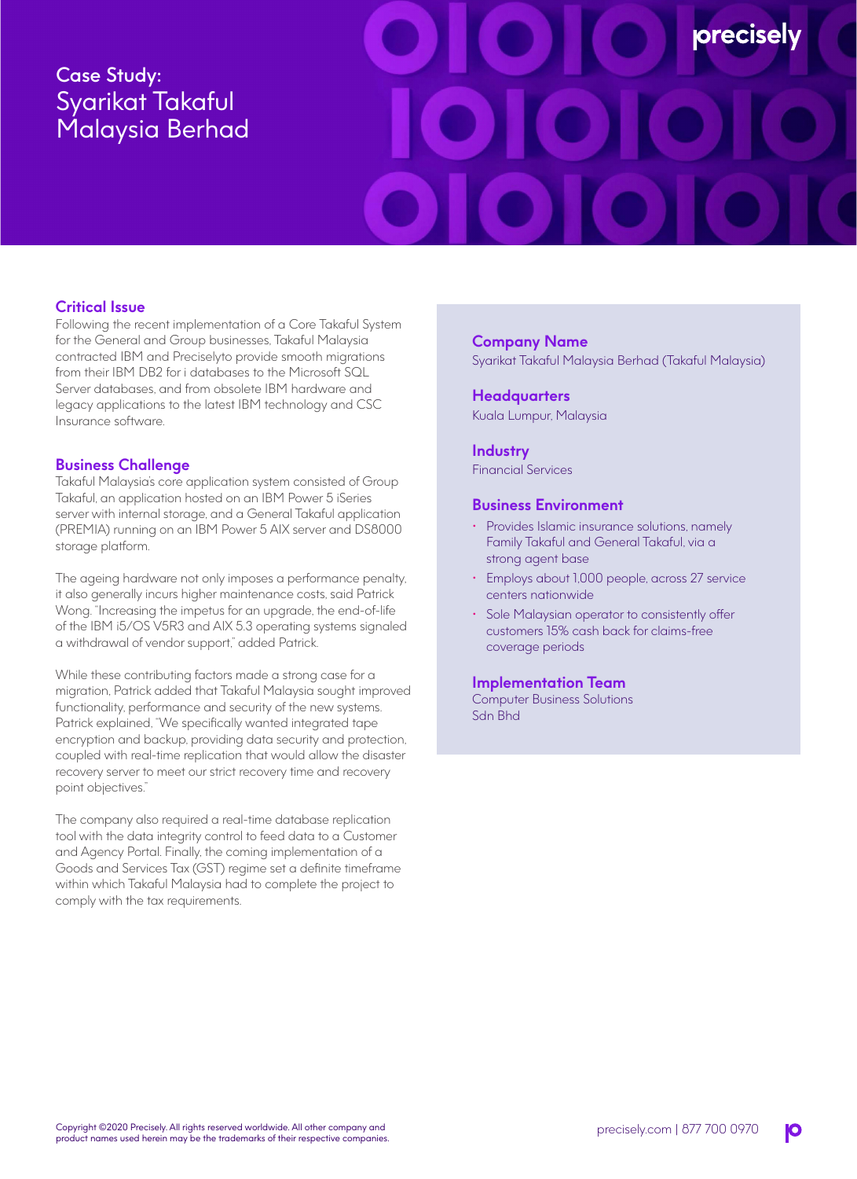# Case Study: Syarikat Takaful Malaysia Berhad

## Critical Issue

Following the recent implementation of a Core Takaful System for the General and Group businesses, Takaful Malaysia contracted IBM and Preciselyto provide smooth migrations from their IBM DB2 for i databases to the Microsoft SQL Server databases, and from obsolete IBM hardware and legacy applications to the latest IBM technology and CSC Insurance software.

## Business Challenge

Takaful Malaysia's core application system consisted of Group Takaful, an application hosted on an IBM Power 5 iSeries server with internal storage, and a General Takaful application (PREMIA) running on an IBM Power 5 AIX server and DS8000 storage platform.

The ageing hardware not only imposes a performance penalty, it also generally incurs higher maintenance costs, said Patrick Wong. "Increasing the impetus for an upgrade, the end-of-life of the IBM i5/OS V5R3 and AIX 5.3 operating systems signaled a withdrawal of vendor support," added Patrick.

While these contributing factors made a strong case for a migration, Patrick added that Takaful Malaysia sought improved functionality, performance and security of the new systems. Patrick explained, "We specifically wanted integrated tape encryption and backup, providing data security and protection, coupled with real-time replication that would allow the disaster recovery server to meet our strict recovery time and recovery point objectives."

The company also required a real-time database replication tool with the data integrity control to feed data to a Customer and Agency Portal. Finally, the coming implementation of a Goods and Services Tax (GST) regime set a definite timeframe within which Takaful Malaysia had to complete the project to comply with the tax requirements.

### Company Name
Syarikat Takaful Malaysia Berhad (Takaful Malaysia)

### Headquarters
Kuala Lumpur, Malaysia

### Industry
Financial Services

### Business Environment
- Provides Islamic insurance solutions, namely Family Takaful and General Takaful, via a strong agent base
- Employs about 1,000 people, across 27 service centers nationwide
- Sole Malaysian operator to consistently offer customers 15% cash back for claims-free coverage periods

### Implementation Team
Computer Business Solutions Sdn Bhd

Copyright ©2020 Precisely. All rights reserved worldwide. All other company and product names used herein may be the trademarks of their respective companies.

precisely.com | 877 700 0970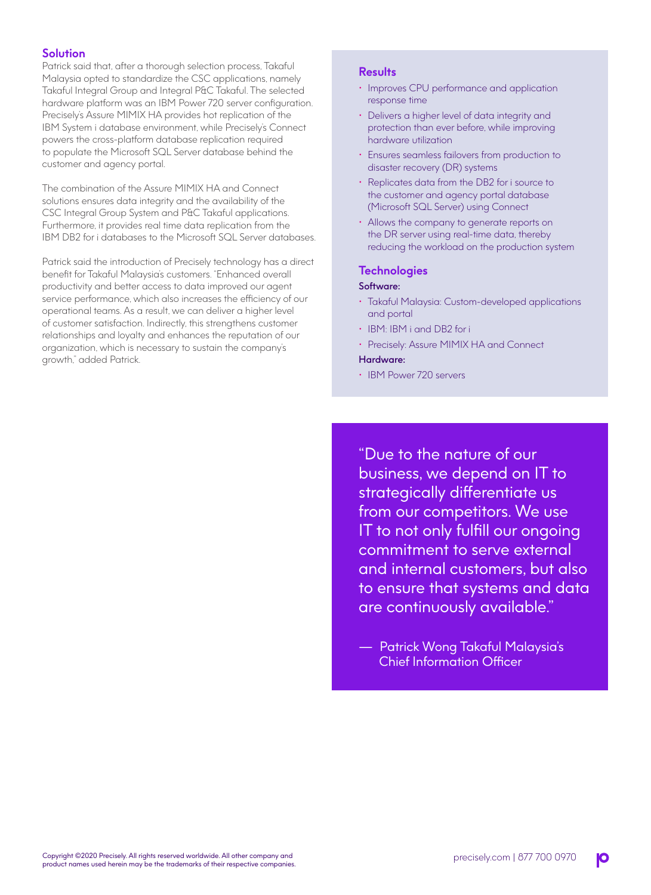## Solution

Patrick said that, after a thorough selection process, Takaful Malaysia opted to standardize the CSC applications, namely Takaful Integral Group and Integral P&C Takaful. The selected hardware platform was an IBM Power 720 server configuration. Precisely's Assure MIMIX HA provides hot replication of the IBM System i database environment, while Precisely's Connect powers the cross-platform database replication required to populate the Microsoft SQL Server database behind the customer and agency portal.

The combination of the Assure MIMIX HA and Connect solutions ensures data integrity and the availability of the CSC Integral Group System and P&C Takaful applications. Furthermore, it provides real time data replication from the IBM DB2 for i databases to the Microsoft SQL Server databases.

Patrick said the introduction of Precisely technology has a direct benefit for Takaful Malaysia's customers. "Enhanced overall productivity and better access to data improved our agent service performance, which also increases the efficiency of our operational teams. As a result, we can deliver a higher level of customer satisfaction. Indirectly, this strengthens customer relationships and loyalty and enhances the reputation of our organization, which is necessary to sustain the company's growth," added Patrick.

## Results

- Improves CPU performance and application response time
- Delivers a higher level of data integrity and protection than ever before, while improving hardware utilization
- Ensures seamless failovers from production to disaster recovery (DR) systems
- Replicates data from the DB2 for i source to the customer and agency portal database (Microsoft SQL Server) using Connect
- Allows the company to generate reports on the DR server using real-time data, thereby reducing the workload on the production system

## Technologies

**Software:**

- Takaful Malaysia: Custom-developed applications and portal
- IBM: IBM i and DB2 for i
- Precisely: Assure MIMIX HA and Connect

**Hardware:**

- IBM Power 720 servers

> "Due to the nature of our business, we depend on IT to strategically differentiate us from our competitors. We use IT to not only fulfill our ongoing commitment to serve external and internal customers, but also to ensure that systems and data are continuously available."
>
> — Patrick Wong Takaful Malaysia's Chief Information Officer

Copyright ©2020 Precisely. All rights reserved worldwide. All other company and product names used herein may be the trademarks of their respective companies.

precisely.com | 877 700 0970